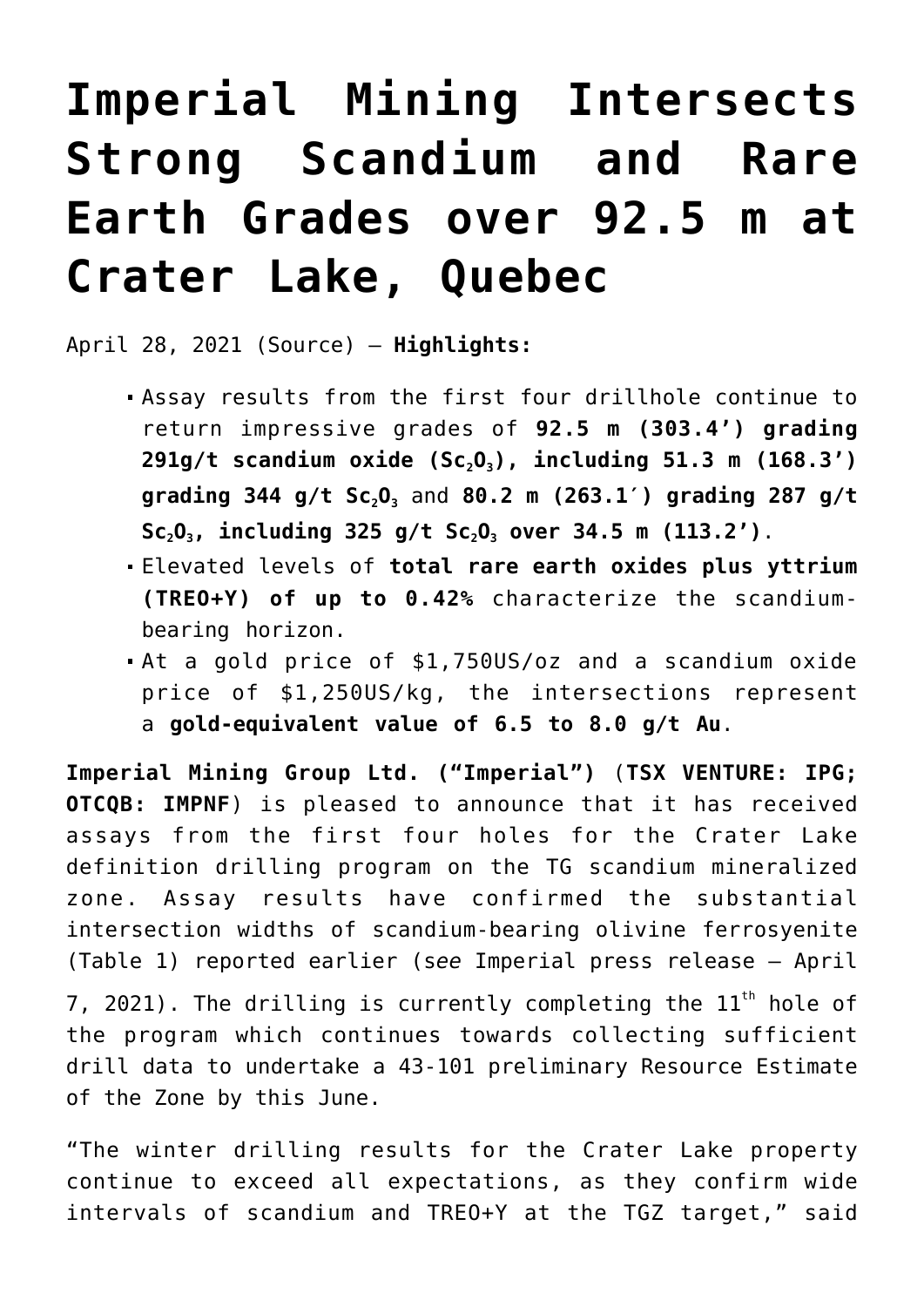# Imperial Mining Intersects Strong Scandium and Rare Earth Grades over 92.5 m at Crater Lake, Quebec

April 28, 2021 (Source) — **Highlights:**

- Assay results from the first four drillhole continue to return impressive grades of **92.5 m (303.4') grading 291g/t scandium oxide ($Sc_2O_3$), including 51.3 m (168.3') grading 344 g/t $Sc_2O_3$** and **80.2 m (263.1′) grading 287 g/t $Sc_2O_3$, including 325 g/t $Sc_2O_3$ over 34.5 m (113.2')**.
- Elevated levels of **total rare earth oxides plus yttrium (TREO+Y) of up to 0.42%** characterize the scandium-bearing horizon.
- At a gold price of $1,750US/oz and a scandium oxide price of $1,250US/kg, the intersections represent a **gold-equivalent value of 6.5 to 8.0 g/t Au**.

**Imperial Mining Group Ltd. ("Imperial")** (**TSX VENTURE: IPG; OTCQB: IMPNF**) is pleased to announce that it has received assays from the first four holes for the Crater Lake definition drilling program on the TG scandium mineralized zone. Assay results have confirmed the substantial intersection widths of scandium-bearing olivine ferrosyenite (Table 1) reported earlier (*see* Imperial press release – April 7, 2021). The drilling is currently completing the 11th hole of the program which continues towards collecting sufficient drill data to undertake a 43-101 preliminary Resource Estimate of the Zone by this June.

"The winter drilling results for the Crater Lake property continue to exceed all expectations, as they confirm wide intervals of scandium and TREO+Y at the TGZ target," said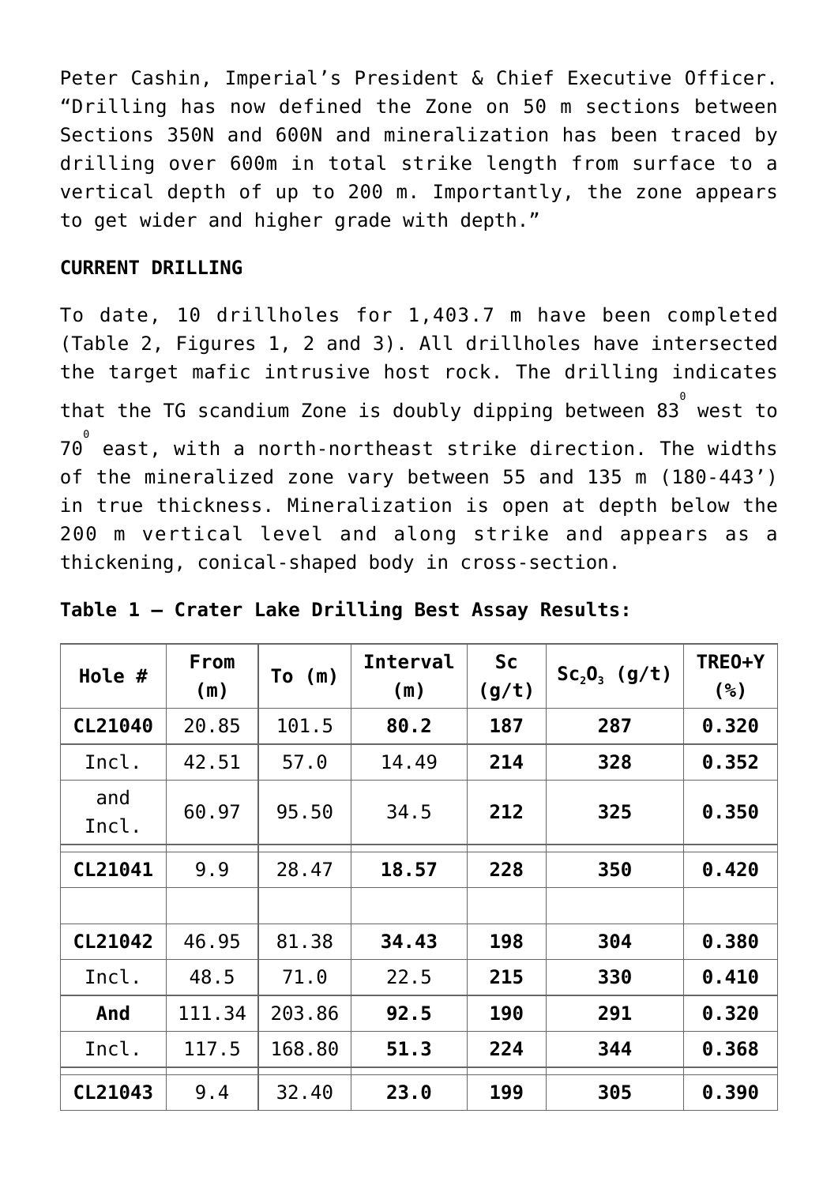Peter Cashin, Imperial's President & Chief Executive Officer. "Drilling has now defined the Zone on 50 m sections between Sections 350N and 600N and mineralization has been traced by drilling over 600m in total strike length from surface to a vertical depth of up to 200 m. Importantly, the zone appears to get wider and higher grade with depth."

**CURRENT DRILLING**

To date, 10 drillholes for 1,403.7 m have been completed (Table 2, Figures 1, 2 and 3). All drillholes have intersected the target mafic intrusive host rock. The drilling indicates that the TG scandium Zone is doubly dipping between $83^{0}$ west to $70^{0}$ east, with a north-northeast strike direction. The widths of the mineralized zone vary between 55 and 135 m (180-443') in true thickness. Mineralization is open at depth below the 200 m vertical level and along strike and appears as a thickening, conical-shaped body in cross-section.

**Table 1 – Crater Lake Drilling Best Assay Results:**

| Hole # | From (m) | To (m) | Interval (m) | Sc (g/t) | $Sc_2O_3$ (g/t) | TREO+Y (%) |
|---|---|---|---|---|---|---|
| **CL21040** | 20.85 | 101.5 | **80.2** | **187** | **287** | **0.320** |
| Incl. | 42.51 | 57.0 | 14.49 | **214** | **328** | **0.352** |
| and Incl. | 60.97 | 95.50 | 34.5 | **212** | **325** | **0.350** |
| **CL21041** | 9.9 | 28.47 | **18.57** | **228** | **350** | **0.420** |
| | | | | | | |
| **CL21042** | 46.95 | 81.38 | **34.43** | **198** | **304** | **0.380** |
| Incl. | 48.5 | 71.0 | 22.5 | **215** | **330** | **0.410** |
| **And** | 111.34 | 203.86 | **92.5** | **190** | **291** | **0.320** |
| Incl. | 117.5 | 168.80 | **51.3** | **224** | **344** | **0.368** |
| **CL21043** | 9.4 | 32.40 | **23.0** | **199** | **305** | **0.390** |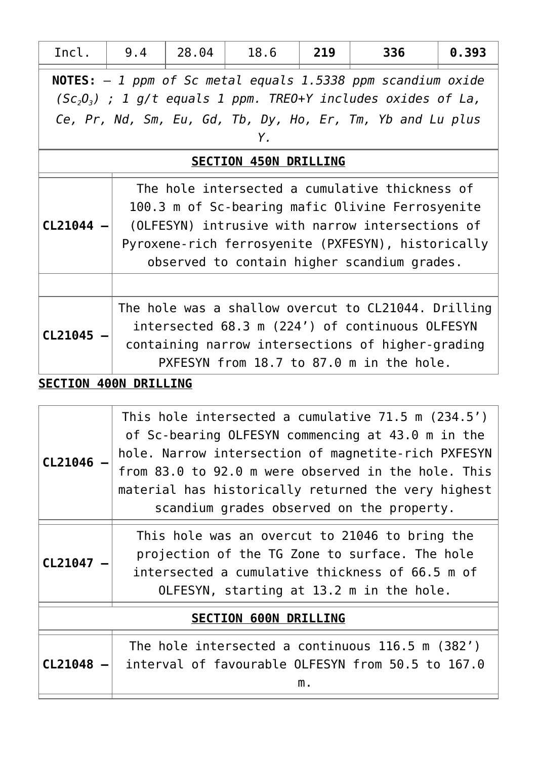| Incl. | 9.4 | 28.04 | 18.6 | **219** | **336** | **0.393** |
|---|---|---|---|---|---|---|

**NOTES:** – *1 ppm of Sc metal equals 1.5338 ppm scandium oxide ($Sc_2O_3$) ; 1 g/t equals 1 ppm. TREO+Y includes oxides of La, Ce, Pr, Nd, Sm, Eu, Gd, Tb, Dy, Ho, Er, Tm, Yb and Lu plus Y.*

**SECTION 450N DRILLING**

| | |
|---|---|
| **CL21044 –** | The hole intersected a cumulative thickness of 100.3 m of Sc-bearing mafic Olivine Ferrosyenite (OLFESYN) intrusive with narrow intersections of Pyroxene-rich ferrosyenite (PXFESYN), historically observed to contain higher scandium grades. |
| | |
| **CL21045 –** | The hole was a shallow overcut to CL21044. Drilling intersected 68.3 m (224’) of continuous OLFESYN containing narrow intersections of higher-grading PXFESYN from 18.7 to 87.0 m in the hole. |

**SECTION 400N DRILLING**

| | |
|---|---|
| **CL21046 –** | This hole intersected a cumulative 71.5 m (234.5’) of Sc-bearing OLFESYN commencing at 43.0 m in the hole. Narrow intersection of magnetite-rich PXFESYN from 83.0 to 92.0 m were observed in the hole. This material has historically returned the very highest scandium grades observed on the property. |
| **CL21047 –** | This hole was an overcut to 21046 to bring the projection of the TG Zone to surface. The hole intersected a cumulative thickness of 66.5 m of OLFESYN, starting at 13.2 m in the hole. |

**SECTION 600N DRILLING**

| | |
|---|---|
| **CL21048 –** | The hole intersected a continuous 116.5 m (382’) interval of favourable OLFESYN from 50.5 to 167.0 m. |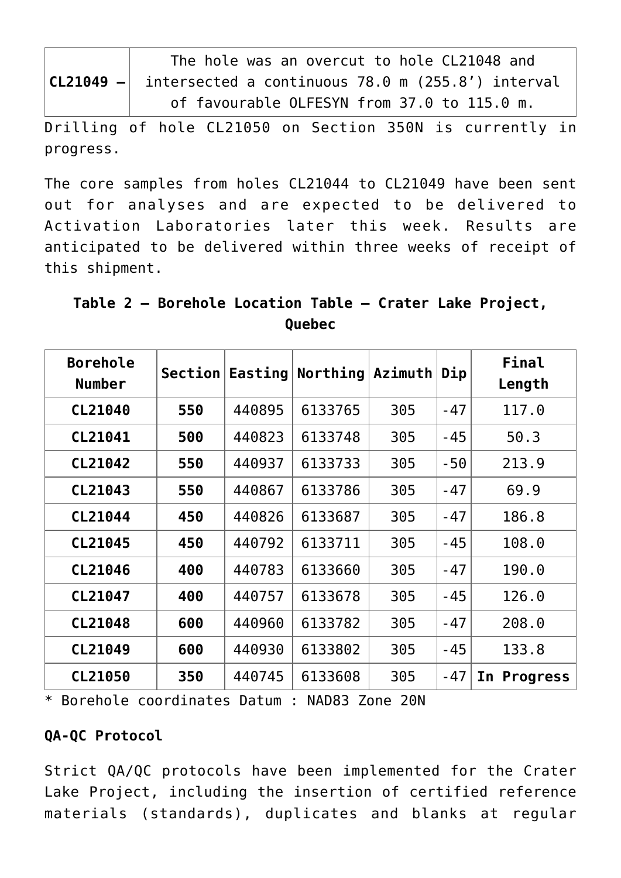| **CL21049 –** | The hole was an overcut to hole CL21048 and intersected a continuous 78.0 m (255.8’) interval of favourable OLFESYN from 37.0 to 115.0 m. |
|---|---|

Drilling of hole CL21050 on Section 350N is currently in progress.

The core samples from holes CL21044 to CL21049 have been sent out for analyses and are expected to be delivered to Activation Laboratories later this week. Results are anticipated to be delivered within three weeks of receipt of this shipment.

**Table 2 – Borehole Location Table – Crater Lake Project, Quebec**

| Borehole Number | Section | Easting | Northing | Azimuth | Dip | Final Length |
|---|---|---|---|---|---|---|
| **CL21040** | **550** | 440895 | 6133765 | 305 | -47 | 117.0 |
| **CL21041** | **500** | 440823 | 6133748 | 305 | -45 | 50.3 |
| **CL21042** | **550** | 440937 | 6133733 | 305 | -50 | 213.9 |
| **CL21043** | **550** | 440867 | 6133786 | 305 | -47 | 69.9 |
| **CL21044** | **450** | 440826 | 6133687 | 305 | -47 | 186.8 |
| **CL21045** | **450** | 440792 | 6133711 | 305 | -45 | 108.0 |
| **CL21046** | **400** | 440783 | 6133660 | 305 | -47 | 190.0 |
| **CL21047** | **400** | 440757 | 6133678 | 305 | -45 | 126.0 |
| **CL21048** | **600** | 440960 | 6133782 | 305 | -47 | 208.0 |
| **CL21049** | **600** | 440930 | 6133802 | 305 | -45 | 133.8 |
| **CL21050** | **350** | 440745 | 6133608 | 305 | -47 | **In Progress** |

* Borehole coordinates Datum : NAD83 Zone 20N

**QA-QC Protocol**

Strict QA/QC protocols have been implemented for the Crater Lake Project, including the insertion of certified reference materials (standards), duplicates and blanks at regular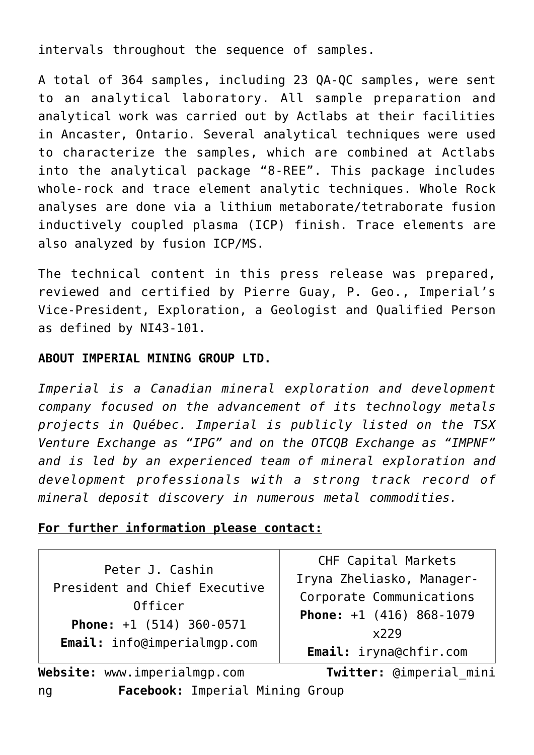intervals throughout the sequence of samples.

A total of 364 samples, including 23 QA-QC samples, were sent to an analytical laboratory. All sample preparation and analytical work was carried out by Actlabs at their facilities in Ancaster, Ontario. Several analytical techniques were used to characterize the samples, which are combined at Actlabs into the analytical package "8-REE". This package includes whole-rock and trace element analytic techniques. Whole Rock analyses are done via a lithium metaborate/tetraborate fusion inductively coupled plasma (ICP) finish. Trace elements are also analyzed by fusion ICP/MS.

The technical content in this press release was prepared, reviewed and certified by Pierre Guay, P. Geo., Imperial's Vice-President, Exploration, a Geologist and Qualified Person as defined by NI43-101.

**ABOUT IMPERIAL MINING GROUP LTD.**

*Imperial is a Canadian mineral exploration and development company focused on the advancement of its technology metals projects in Québec. Imperial is publicly listed on the TSX Venture Exchange as "IPG" and on the OTCQB Exchange as "IMPNF" and is led by an experienced team of mineral exploration and development professionals with a strong track record of mineral deposit discovery in numerous metal commodities.*

**For further information please contact:**

| | |
|---|---|
| Peter J. Cashin<br>President and Chief Executive Officer<br>**Phone:** +1 (514) 360-0571<br>**Email:** info@imperialmgp.com | CHF Capital Markets<br>Iryna Zheliasko, Manager-Corporate Communications<br>**Phone:** +1 (416) 868-1079 x229<br>**Email:** iryna@chfir.com |

**Website:** www.imperialmgp.com **Twitter:** @imperial_mining **Facebook:** Imperial Mining Group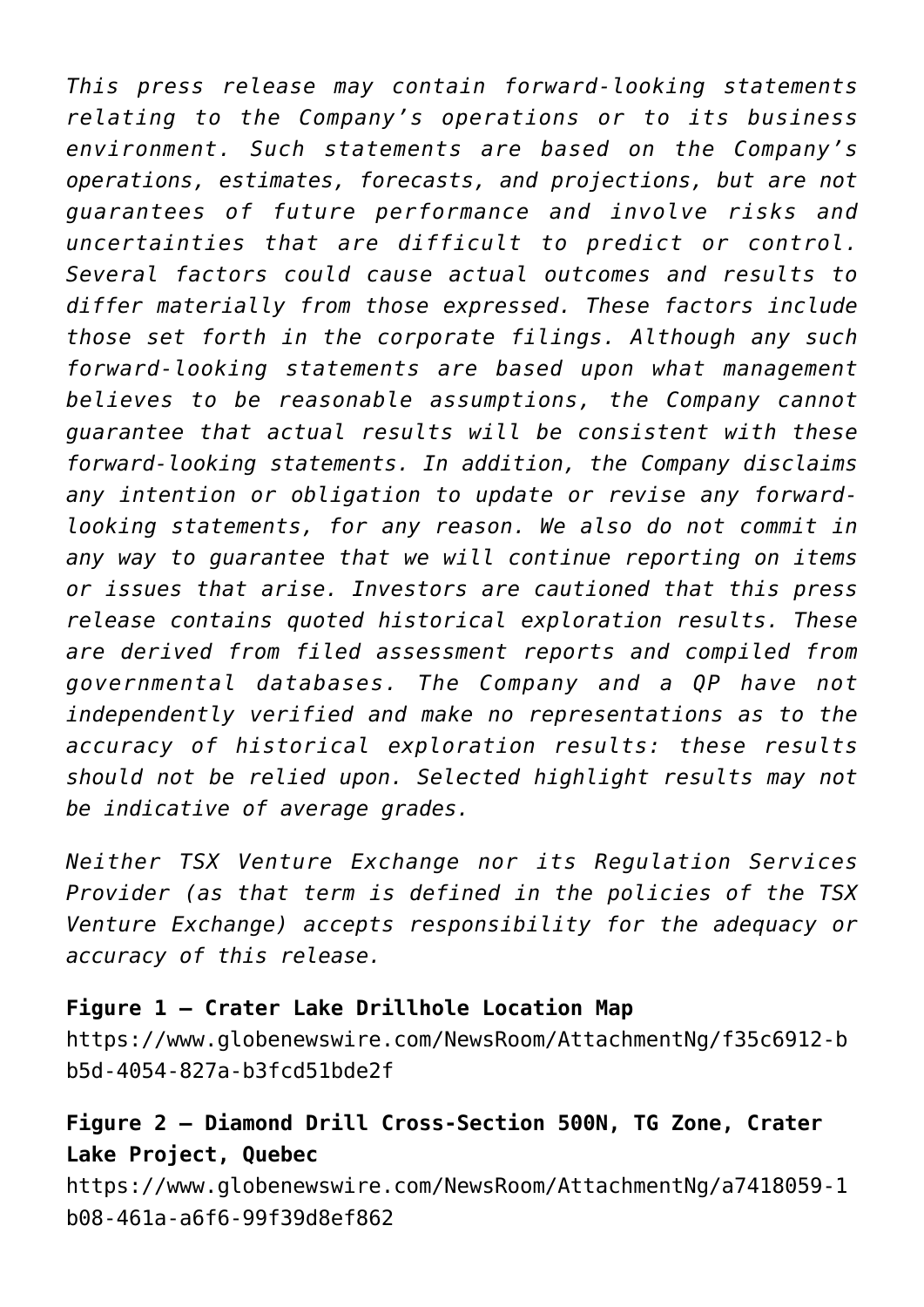*This press release may contain forward-looking statements relating to the Company's operations or to its business environment. Such statements are based on the Company's operations, estimates, forecasts, and projections, but are not guarantees of future performance and involve risks and uncertainties that are difficult to predict or control. Several factors could cause actual outcomes and results to differ materially from those expressed. These factors include those set forth in the corporate filings. Although any such forward-looking statements are based upon what management believes to be reasonable assumptions, the Company cannot guarantee that actual results will be consistent with these forward-looking statements. In addition, the Company disclaims any intention or obligation to update or revise any forward-looking statements, for any reason. We also do not commit in any way to guarantee that we will continue reporting on items or issues that arise. Investors are cautioned that this press release contains quoted historical exploration results. These are derived from filed assessment reports and compiled from governmental databases. The Company and a QP have not independently verified and make no representations as to the accuracy of historical exploration results: these results should not be relied upon. Selected highlight results may not be indicative of average grades.*

*Neither TSX Venture Exchange nor its Regulation Services Provider (as that term is defined in the policies of the TSX Venture Exchange) accepts responsibility for the adequacy or accuracy of this release.*

**Figure 1 – Crater Lake Drillhole Location Map**
https://www.globenewswire.com/NewsRoom/AttachmentNg/f35c6912-bb5d-4054-827a-b3fcd51bde2f

**Figure 2 – Diamond Drill Cross-Section 500N, TG Zone, Crater Lake Project, Quebec**
https://www.globenewswire.com/NewsRoom/AttachmentNg/a7418059-1b08-461a-a6f6-99f39d8ef862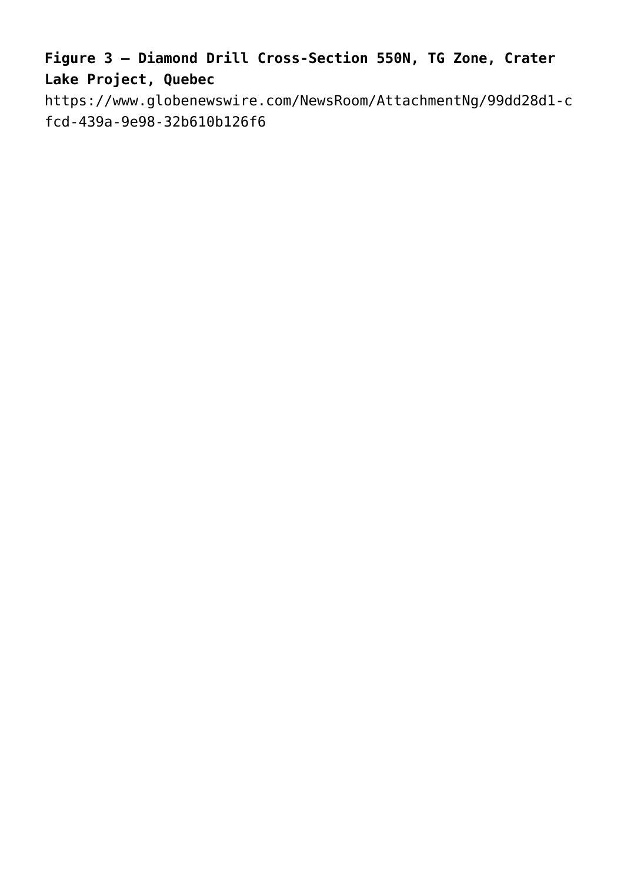**Figure 3 – Diamond Drill Cross-Section 550N, TG Zone, Crater Lake Project, Quebec**

https://www.globenewswire.com/NewsRoom/AttachmentNg/99dd28d1-cfcd-439a-9e98-32b610b126f6